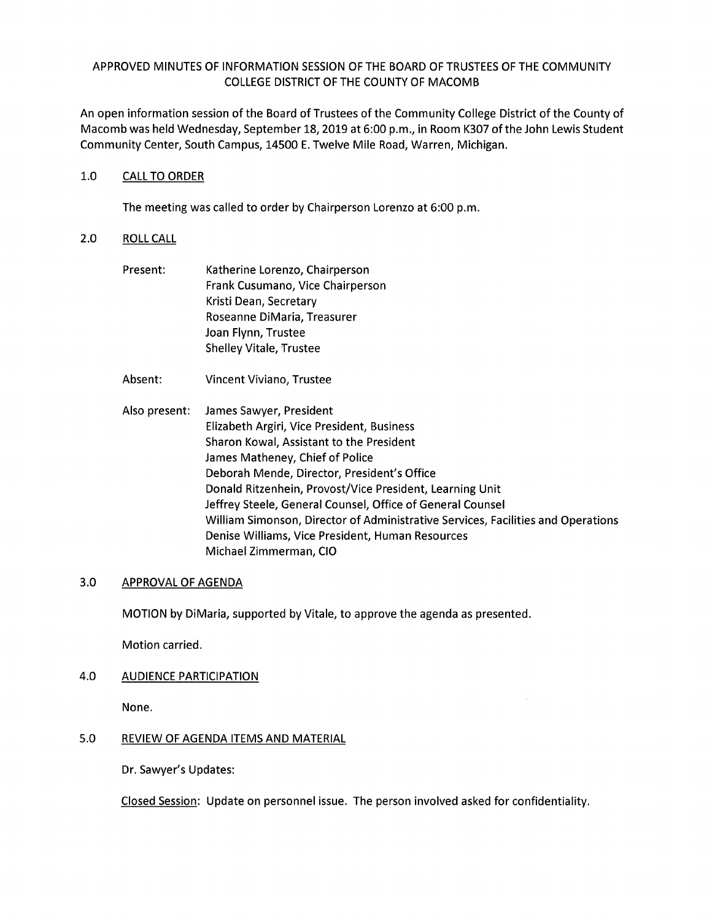# APPROVED MINUTES OF INFORMATION SESSION OF THE BOARD OF TRUSTEES OF THE COMMUNITY COLLEGE DISTRICT OF THE COUNTY OF MACOMB

An open information session of the Board of Trustees of the Community College District of the County of Macomb was held Wednesday, September 18, 2019 at 6:00 p.m., in Room K307 of the John Lewis Student Community Center, South Campus, 14500 E. Twelve Mile Road, Warren, Michigan.

## 1.0 CALL TO ORDER

The meeting was called to order by Chairperson Lorenzo at 6:00 p.m.

## 2.0 ROLL CALL

Present:
- Katherine Lorenzo, Chairperson
- Frank Cusumano, Vice Chairperson
- Kristi Dean, Secretary
- Roseanne DiMaria, Treasurer
- Joan Flynn, Trustee
- Shelley Vitale, Trustee

Absent:
- Vincent Viviano, Trustee

Also present:
- James Sawyer, President
- Elizabeth Argiri, Vice President, Business
- Sharon Kowal, Assistant to the President
- James Matheney, Chief of Police
- Deborah Mende, Director, President's Office
- Donald Ritzenhein, Provost/Vice President, Learning Unit
- Jeffrey Steele, General Counsel, Office of General Counsel
- William Simonson, Director of Administrative Services, Facilities and Operations
- Denise Williams, Vice President, Human Resources
- Michael Zimmerman, CIO

## 3.0 APPROVAL OF AGENDA

MOTION by DiMaria, supported by Vitale, to approve the agenda as presented.

Motion carried.

## 4.0 AUDIENCE PARTICIPATION

None.

## 5.0 REVIEW OF AGENDA ITEMS AND MATERIAL

Dr. Sawyer's Updates:

Closed Session: Update on personnel issue. The person involved asked for confidentiality.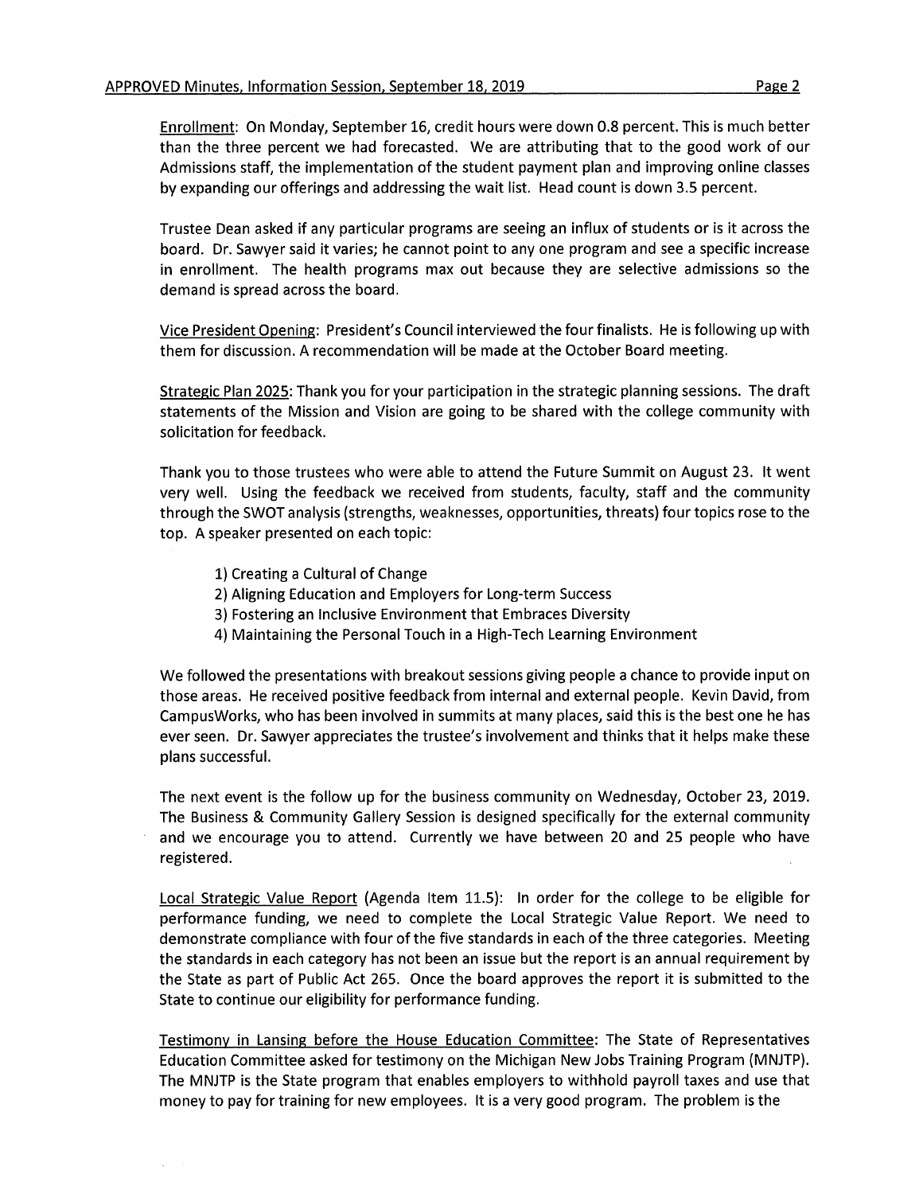Enrollment: On Monday, September 16, credit hours were down 0.8 percent. This is much better than the three percent we had forecasted. We are attributing that to the good work of our Admissions staff, the implementation of the student payment plan and improving online classes by expanding our offerings and addressing the wait list. Head count is down 3.5 percent.

Trustee Dean asked if any particular programs are seeing an influx of students or is it across the board. Dr. Sawyer said it varies; he cannot point to any one program and see a specific increase in enrollment. The health programs max out because they are selective admissions so the demand is spread across the board.

Vice President Opening: President's Council interviewed the four finalists. He is following up with them for discussion. A recommendation will be made at the October Board meeting.

Strategic Plan 2025: Thank you for your participation in the strategic planning sessions. The draft statements of the Mission and Vision are going to be shared with the college community with solicitation for feedback.

Thank you to those trustees who were able to attend the Future Summit on August 23. It went very well. Using the feedback we received from students, faculty, staff and the community through the SWOT analysis (strengths, weaknesses, opportunities, threats) four topics rose to the top. A speaker presented on each topic:

1) Creating a Cultural of Change
2) Aligning Education and Employers for Long-term Success
3) Fostering an Inclusive Environment that Embraces Diversity
4) Maintaining the Personal Touch in a High-Tech Learning Environment

We followed the presentations with breakout sessions giving people a chance to provide input on those areas. He received positive feedback from internal and external people. Kevin David, from CampusWorks, who has been involved in summits at many places, said this is the best one he has ever seen. Dr. Sawyer appreciates the trustee's involvement and thinks that it helps make these plans successful.

The next event is the follow up for the business community on Wednesday, October 23, 2019. The Business & Community Gallery Session is designed specifically for the external community and we encourage you to attend. Currently we have between 20 and 25 people who have registered.

Local Strategic Value Report (Agenda Item 11.5): In order for the college to be eligible for performance funding, we need to complete the Local Strategic Value Report. We need to demonstrate compliance with four of the five standards in each of the three categories. Meeting the standards in each category has not been an issue but the report is an annual requirement by the State as part of Public Act 265. Once the board approves the report it is submitted to the State to continue our eligibility for performance funding.

Testimony in Lansing before the House Education Committee: The State of Representatives Education Committee asked for testimony on the Michigan New Jobs Training Program (MNJTP). The MNJTP is the State program that enables employers to withhold payroll taxes and use that money to pay for training for new employees. It is a very good program. The problem is the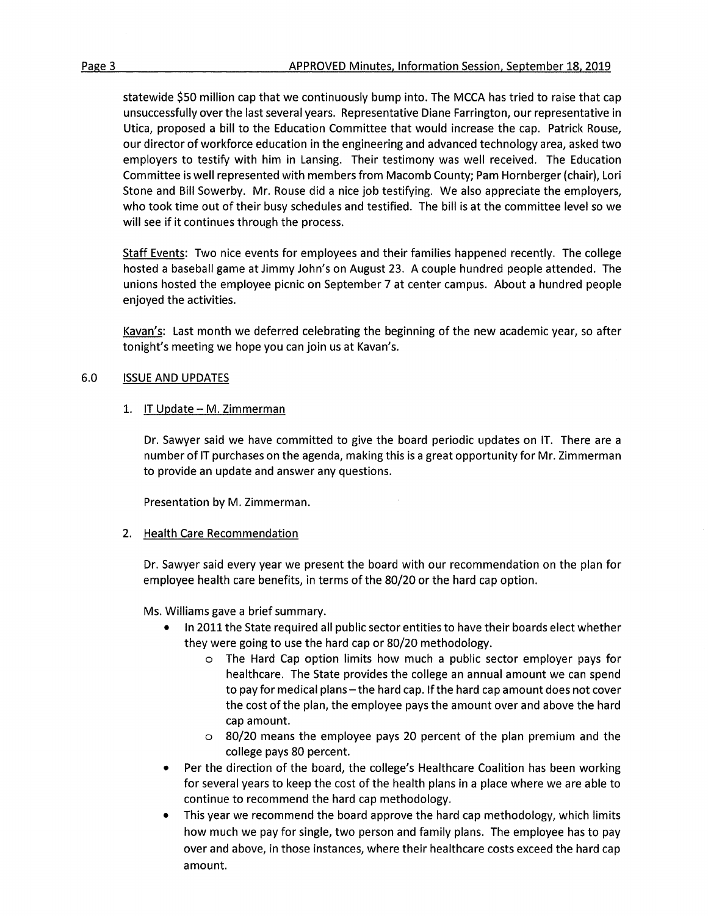statewide $50 million cap that we continuously bump into. The MCCA has tried to raise that cap unsuccessfully over the last several years. Representative Diane Farrington, our representative in Utica, proposed a bill to the Education Committee that would increase the cap. Patrick Rouse, our director of workforce education in the engineering and advanced technology area, asked two employers to testify with him in Lansing. Their testimony was well received. The Education Committee is well represented with members from Macomb County; Pam Hornberger (chair), Lori Stone and Bill Sowerby. Mr. Rouse did a nice job testifying. We also appreciate the employers, who took time out of their busy schedules and testified. The bill is at the committee level so we will see if it continues through the process.

Staff Events: Two nice events for employees and their families happened recently. The college hosted a baseball game at Jimmy John's on August 23. A couple hundred people attended. The unions hosted the employee picnic on September 7 at center campus. About a hundred people enjoyed the activities.

Kavan's: Last month we deferred celebrating the beginning of the new academic year, so after tonight's meeting we hope you can join us at Kavan's.

## 6.0 ISSUE AND UPDATES

### 1. IT Update – M. Zimmerman

Dr. Sawyer said we have committed to give the board periodic updates on IT. There are a number of IT purchases on the agenda, making this is a great opportunity for Mr. Zimmerman to provide an update and answer any questions.

Presentation by M. Zimmerman.

### 2. Health Care Recommendation

Dr. Sawyer said every year we present the board with our recommendation on the plan for employee health care benefits, in terms of the 80/20 or the hard cap option.

Ms. Williams gave a brief summary.

- In 2011 the State required all public sector entities to have their boards elect whether they were going to use the hard cap or 80/20 methodology.
  - The Hard Cap option limits how much a public sector employer pays for healthcare. The State provides the college an annual amount we can spend to pay for medical plans – the hard cap. If the hard cap amount does not cover the cost of the plan, the employee pays the amount over and above the hard cap amount.
  - 80/20 means the employee pays 20 percent of the plan premium and the college pays 80 percent.
- Per the direction of the board, the college's Healthcare Coalition has been working for several years to keep the cost of the health plans in a place where we are able to continue to recommend the hard cap methodology.
- This year we recommend the board approve the hard cap methodology, which limits how much we pay for single, two person and family plans. The employee has to pay over and above, in those instances, where their healthcare costs exceed the hard cap amount.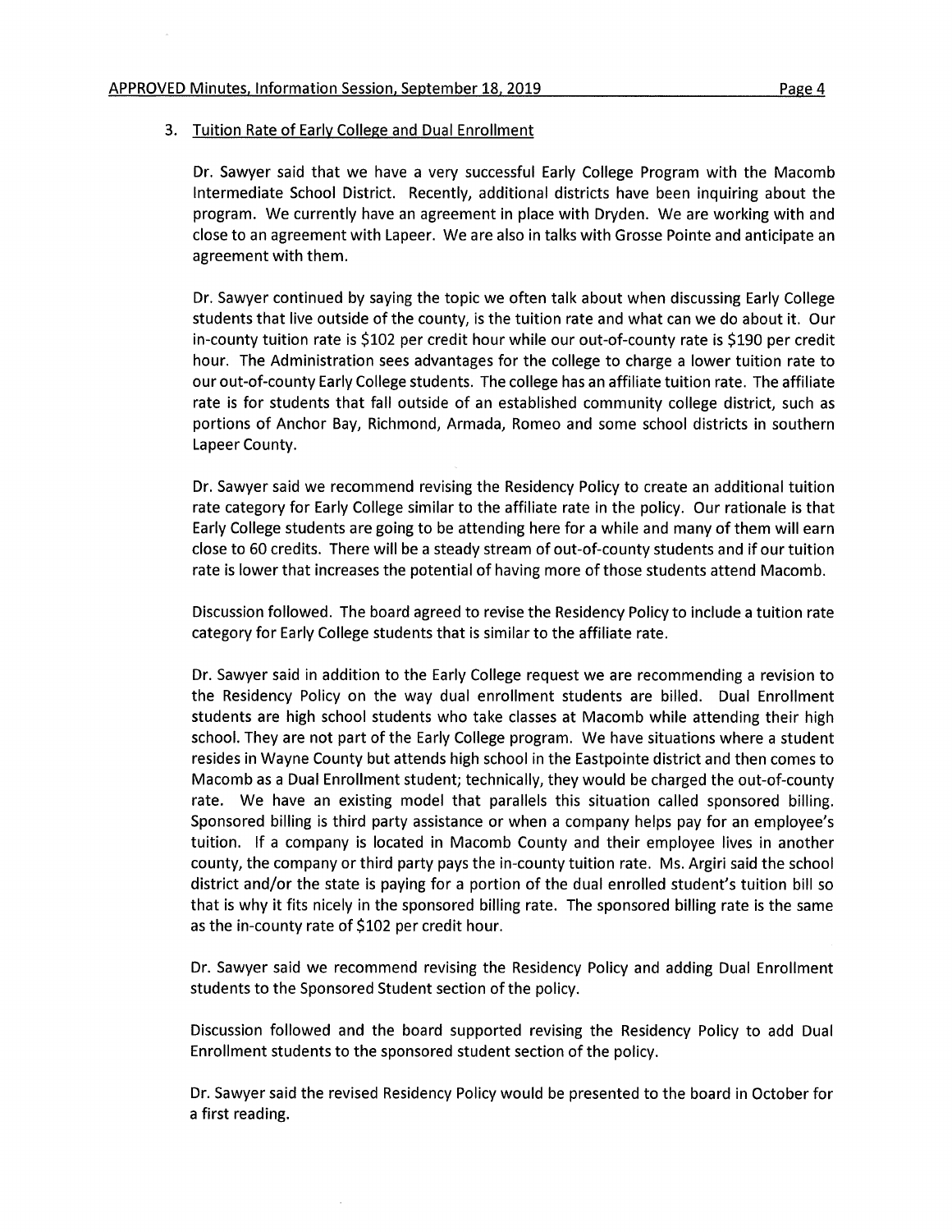### 3. Tuition Rate of Early College and Dual Enrollment

Dr. Sawyer said that we have a very successful Early College Program with the Macomb Intermediate School District. Recently, additional districts have been inquiring about the program. We currently have an agreement in place with Dryden. We are working with and close to an agreement with Lapeer. We are also in talks with Grosse Pointe and anticipate an agreement with them.

Dr. Sawyer continued by saying the topic we often talk about when discussing Early College students that live outside of the county, is the tuition rate and what can we do about it. Our in-county tuition rate is $102 per credit hour while our out-of-county rate is $190 per credit hour. The Administration sees advantages for the college to charge a lower tuition rate to our out-of-county Early College students. The college has an affiliate tuition rate. The affiliate rate is for students that fall outside of an established community college district, such as portions of Anchor Bay, Richmond, Armada, Romeo and some school districts in southern Lapeer County.

Dr. Sawyer said we recommend revising the Residency Policy to create an additional tuition rate category for Early College similar to the affiliate rate in the policy. Our rationale is that Early College students are going to be attending here for a while and many of them will earn close to 60 credits. There will be a steady stream of out-of-county students and if our tuition rate is lower that increases the potential of having more of those students attend Macomb.

Discussion followed. The board agreed to revise the Residency Policy to include a tuition rate category for Early College students that is similar to the affiliate rate.

Dr. Sawyer said in addition to the Early College request we are recommending a revision to the Residency Policy on the way dual enrollment students are billed. Dual Enrollment students are high school students who take classes at Macomb while attending their high school. They are not part of the Early College program. We have situations where a student resides in Wayne County but attends high school in the Eastpointe district and then comes to Macomb as a Dual Enrollment student; technically, they would be charged the out-of-county rate. We have an existing model that parallels this situation called sponsored billing. Sponsored billing is third party assistance or when a company helps pay for an employee's tuition. If a company is located in Macomb County and their employee lives in another county, the company or third party pays the in-county tuition rate. Ms. Argiri said the school district and/or the state is paying for a portion of the dual enrolled student's tuition bill so that is why it fits nicely in the sponsored billing rate. The sponsored billing rate is the same as the in-county rate of $102 per credit hour.

Dr. Sawyer said we recommend revising the Residency Policy and adding Dual Enrollment students to the Sponsored Student section of the policy.

Discussion followed and the board supported revising the Residency Policy to add Dual Enrollment students to the sponsored student section of the policy.

Dr. Sawyer said the revised Residency Policy would be presented to the board in October for a first reading.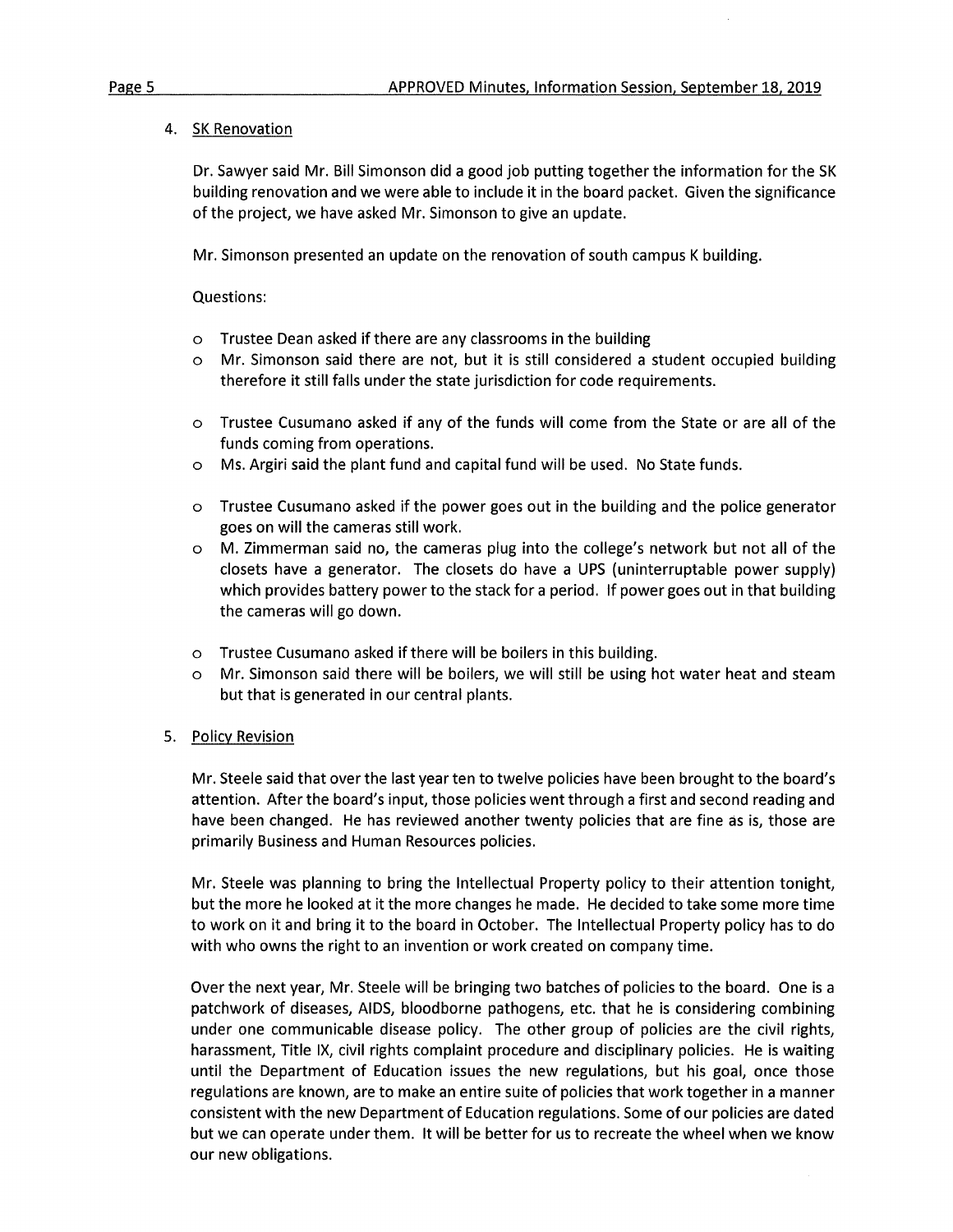4. <u>SK Renovation</u>

   Dr. Sawyer said Mr. Bill Simonson did a good job putting together the information for the SK building renovation and we were able to include it in the board packet. Given the significance of the project, we have asked Mr. Simonson to give an update.

   Mr. Simonson presented an update on the renovation of south campus K building.

   Questions:

   - Trustee Dean asked if there are any classrooms in the building
   - Mr. Simonson said there are not, but it is still considered a student occupied building therefore it still falls under the state jurisdiction for code requirements.

   - Trustee Cusumano asked if any of the funds will come from the State or are all of the funds coming from operations.
   - Ms. Argiri said the plant fund and capital fund will be used. No State funds.

   - Trustee Cusumano asked if the power goes out in the building and the police generator goes on will the cameras still work.
   - M. Zimmerman said no, the cameras plug into the college's network but not all of the closets have a generator. The closets do have a UPS (uninterruptable power supply) which provides battery power to the stack for a period. If power goes out in that building the cameras will go down.

   - Trustee Cusumano asked if there will be boilers in this building.
   - Mr. Simonson said there will be boilers, we will still be using hot water heat and steam but that is generated in our central plants.

5. <u>Policy Revision</u>

   Mr. Steele said that over the last year ten to twelve policies have been brought to the board's attention. After the board's input, those policies went through a first and second reading and have been changed. He has reviewed another twenty policies that are fine as is, those are primarily Business and Human Resources policies.

   Mr. Steele was planning to bring the Intellectual Property policy to their attention tonight, but the more he looked at it the more changes he made. He decided to take some more time to work on it and bring it to the board in October. The Intellectual Property policy has to do with who owns the right to an invention or work created on company time.

   Over the next year, Mr. Steele will be bringing two batches of policies to the board. One is a patchwork of diseases, AIDS, bloodborne pathogens, etc. that he is considering combining under one communicable disease policy. The other group of policies are the civil rights, harassment, Title IX, civil rights complaint procedure and disciplinary policies. He is waiting until the Department of Education issues the new regulations, but his goal, once those regulations are known, are to make an entire suite of policies that work together in a manner consistent with the new Department of Education regulations. Some of our policies are dated but we can operate under them. It will be better for us to recreate the wheel when we know our new obligations.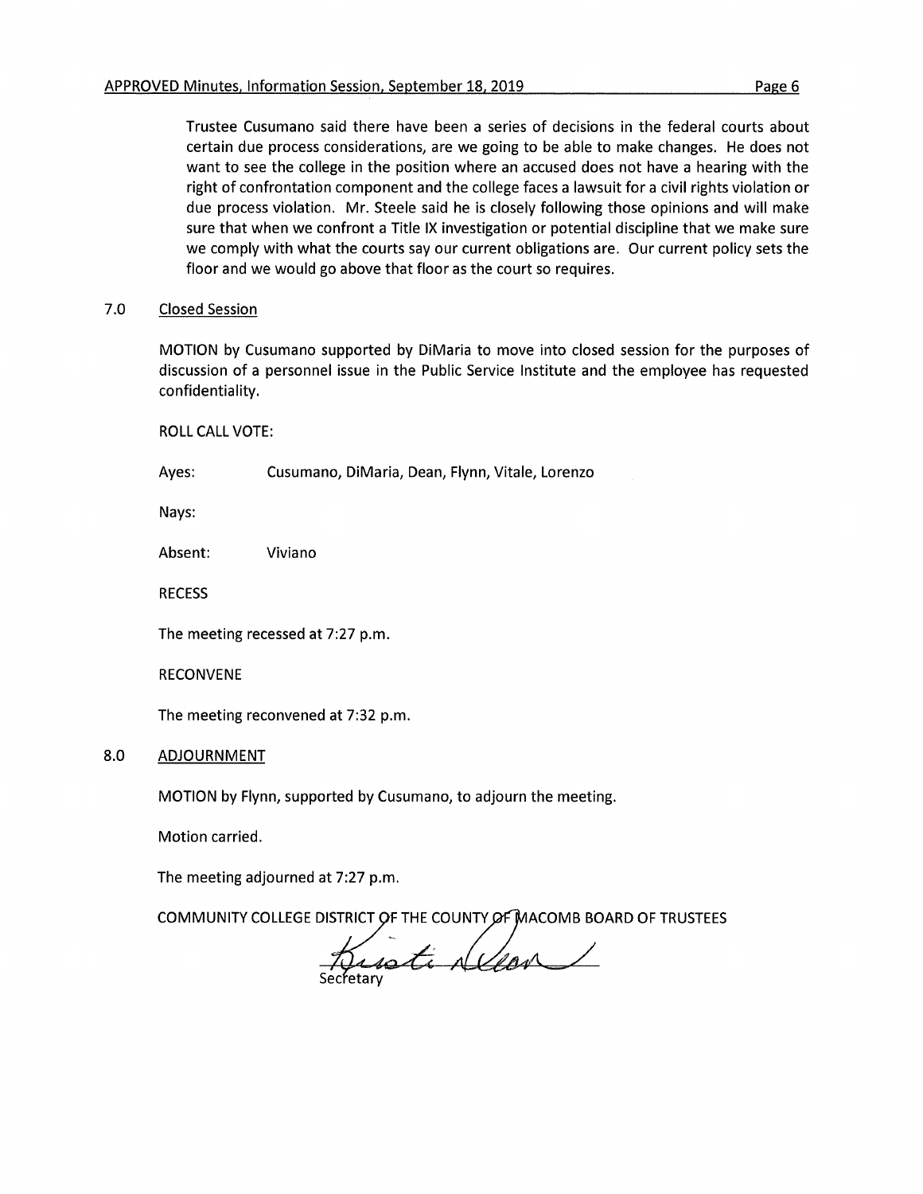Trustee Cusumano said there have been a series of decisions in the federal courts about certain due process considerations, are we going to be able to make changes. He does not want to see the college in the position where an accused does not have a hearing with the right of confrontation component and the college faces a lawsuit for a civil rights violation or due process violation. Mr. Steele said he is closely following those opinions and will make sure that when we confront a Title IX investigation or potential discipline that we make sure we comply with what the courts say our current obligations are. Our current policy sets the floor and we would go above that floor as the court so requires.

## 7.0 Closed Session

MOTION by Cusumano supported by DiMaria to move into closed session for the purposes of discussion of a personnel issue in the Public Service Institute and the employee has requested confidentiality.

ROLL CALL VOTE:

Ayes: Cusumano, DiMaria, Dean, Flynn, Vitale, Lorenzo

Nays:

Absent: Viviano

RECESS

The meeting recessed at 7:27 p.m.

RECONVENE

The meeting reconvened at 7:32 p.m.

## 8.0 ADJOURNMENT

MOTION by Flynn, supported by Cusumano, to adjourn the meeting.

Motion carried.

The meeting adjourned at 7:27 p.m.

COMMUNITY COLLEGE DISTRICT OF THE COUNTY OF MACOMB BOARD OF TRUSTEES

Kristi Dean

Secretary